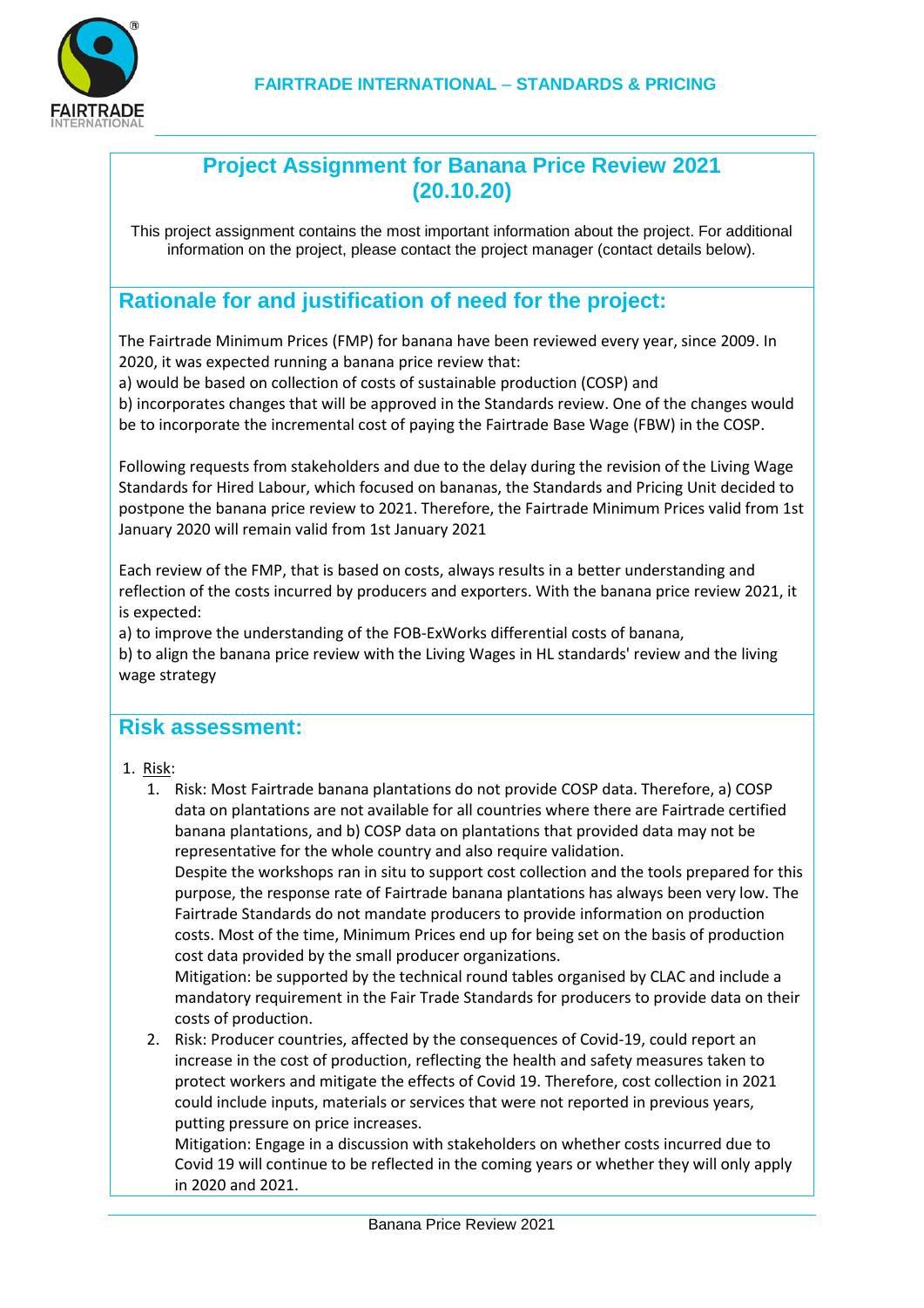# Project Assignment for Banana Price Review 2021 (20.10.20)

This project assignment contains the most important information about the project. For additional information on the project, please contact the project manager (contact details below).

## Rationale for and justification of need for the project:

The Fairtrade Minimum Prices (FMP) for banana have been reviewed every year, since 2009. In 2020, it was expected running a banana price review that:
a) would be based on collection of costs of sustainable production (COSP) and
b) incorporates changes that will be approved in the Standards review. One of the changes would be to incorporate the incremental cost of paying the Fairtrade Base Wage (FBW) in the COSP.

Following requests from stakeholders and due to the delay during the revision of the Living Wage Standards for Hired Labour, which focused on bananas, the Standards and Pricing Unit decided to postpone the banana price review to 2021. Therefore, the Fairtrade Minimum Prices valid from 1st January 2020 will remain valid from 1st January 2021

Each review of the FMP, that is based on costs, always results in a better understanding and reflection of the costs incurred by producers and exporters. With the banana price review 2021, it is expected:
a) to improve the understanding of the FOB-ExWorks differential costs of banana,
b) to align the banana price review with the Living Wages in HL standards' review and the living wage strategy

## Risk assessment:

1. Risk:
   1. Risk: Most Fairtrade banana plantations do not provide COSP data. Therefore, a) COSP data on plantations are not available for all countries where there are Fairtrade certified banana plantations, and b) COSP data on plantations that provided data may not be representative for the whole country and also require validation.
      Despite the workshops ran in situ to support cost collection and the tools prepared for this purpose, the response rate of Fairtrade banana plantations has always been very low. The Fairtrade Standards do not mandate producers to provide information on production costs. Most of the time, Minimum Prices end up for being set on the basis of production cost data provided by the small producer organizations.
      Mitigation: be supported by the technical round tables organised by CLAC and include a mandatory requirement in the Fair Trade Standards for producers to provide data on their costs of production.
   2. Risk: Producer countries, affected by the consequences of Covid-19, could report an increase in the cost of production, reflecting the health and safety measures taken to protect workers and mitigate the effects of Covid 19. Therefore, cost collection in 2021 could include inputs, materials or services that were not reported in previous years, putting pressure on price increases.
      Mitigation: Engage in a discussion with stakeholders on whether costs incurred due to Covid 19 will continue to be reflected in the coming years or whether they will only apply in 2020 and 2021.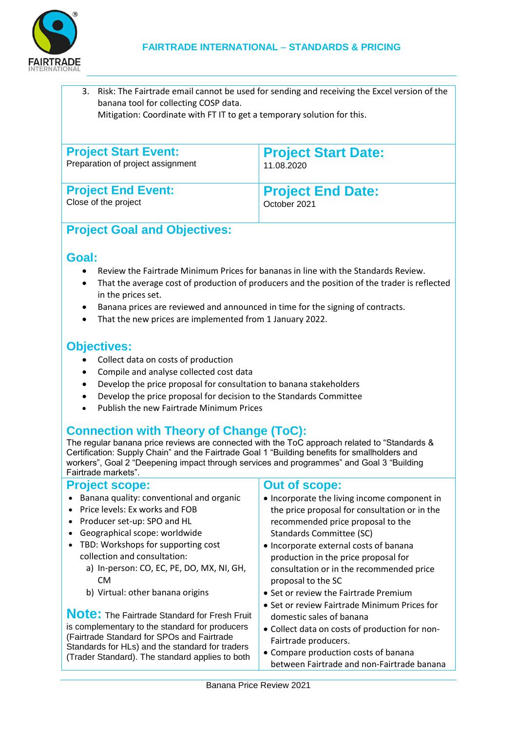3. Risk: The Fairtrade email cannot be used for sending and receiving the Excel version of the banana tool for collecting COSP data.
   Mitigation: Coordinate with FT IT to get a temporary solution for this.

| **Project Start Event:** Preparation of project assignment | **Project Start Date:** 11.08.2020 |
|---|---|
| **Project End Event:** Close of the project | **Project End Date:** October 2021 |

## Project Goal and Objectives:

### Goal:

- Review the Fairtrade Minimum Prices for bananas in line with the Standards Review.
- That the average cost of production of producers and the position of the trader is reflected in the prices set.
- Banana prices are reviewed and announced in time for the signing of contracts.
- That the new prices are implemented from 1 January 2022.

### Objectives:

- Collect data on costs of production
- Compile and analyse collected cost data
- Develop the price proposal for consultation to banana stakeholders
- Develop the price proposal for decision to the Standards Committee
- Publish the new Fairtrade Minimum Prices

## Connection with Theory of Change (ToC):

The regular banana price reviews are connected with the ToC approach related to "Standards & Certification: Supply Chain" and the Fairtrade Goal 1 "Building benefits for smallholders and workers", Goal 2 "Deepening impact through services and programmes" and Goal 3 "Building Fairtrade markets".

## Project scope:

- Banana quality: conventional and organic
- Price levels: Ex works and FOB
- Producer set-up: SPO and HL
- Geographical scope: worldwide
- TBD: Workshops for supporting cost collection and collection:
  a) In-person: CO, EC, PE, DO, MX, NI, GH, CM
  b) Virtual: other banana origins

**Note:** The Fairtrade Standard for Fresh Fruit is complementary to the standard for producers (Fairtrade Standard for SPOs and Fairtrade Standards for HLs) and the standard for traders (Trader Standard). The standard applies to both

## Out of scope:

- Incorporate the living income component in the price proposal for consultation or in the recommended price proposal to the Standards Committee (SC)
- Incorporate external costs of banana production in the price proposal for consultation or in the recommended price proposal to the SC
- Set or review the Fairtrade Premium
- Set or review Fairtrade Minimum Prices for domestic sales of banana
- Collect data on costs of production for non-Fairtrade producers.
- Compare production costs of banana between Fairtrade and non-Fairtrade banana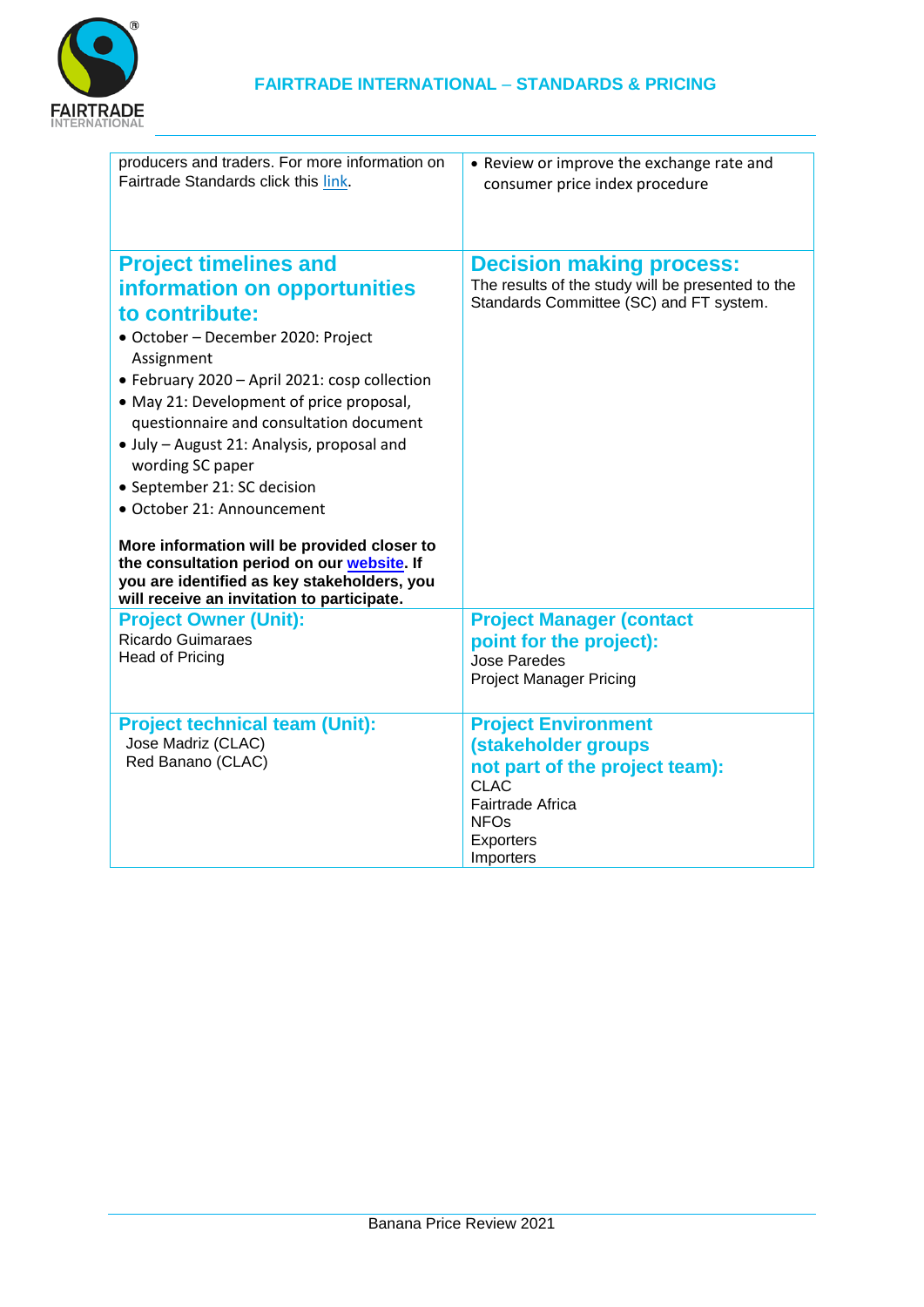| | |
|---|---|
| producers and traders. For more information on Fairtrade Standards click this [link](). | • Review or improve the exchange rate and consumer price index procedure |
| **Project timelines and information on opportunities to contribute:**<br>• October – December 2020: Project Assignment<br>• February 2020 – April 2021: cosp collection<br>• May 21: Development of price proposal, questionnaire and consultation document<br>• July – August 21: Analysis, proposal and wording SC paper<br>• September 21: SC decision<br>• October 21: Announcement<br><br>**More information will be provided closer to the consultation period on our [website](). If you are identified as key stakeholders, you will receive an invitation to participate.** | **Decision making process:**<br>The results of the study will be presented to the Standards Committee (SC) and FT system. |
| **Project Owner (Unit):**<br>Ricardo Guimaraes<br>Head of Pricing | **Project Manager (contact point for the project):**<br>Jose Paredes<br>Project Manager Pricing |
| **Project technical team (Unit):**<br>Jose Madriz (CLAC)<br>Red Banano (CLAC) | **Project Environment (stakeholder groups not part of the project team):**<br>CLAC<br>Fairtrade Africa<br>NFOs<br>Exporters<br>Importers |